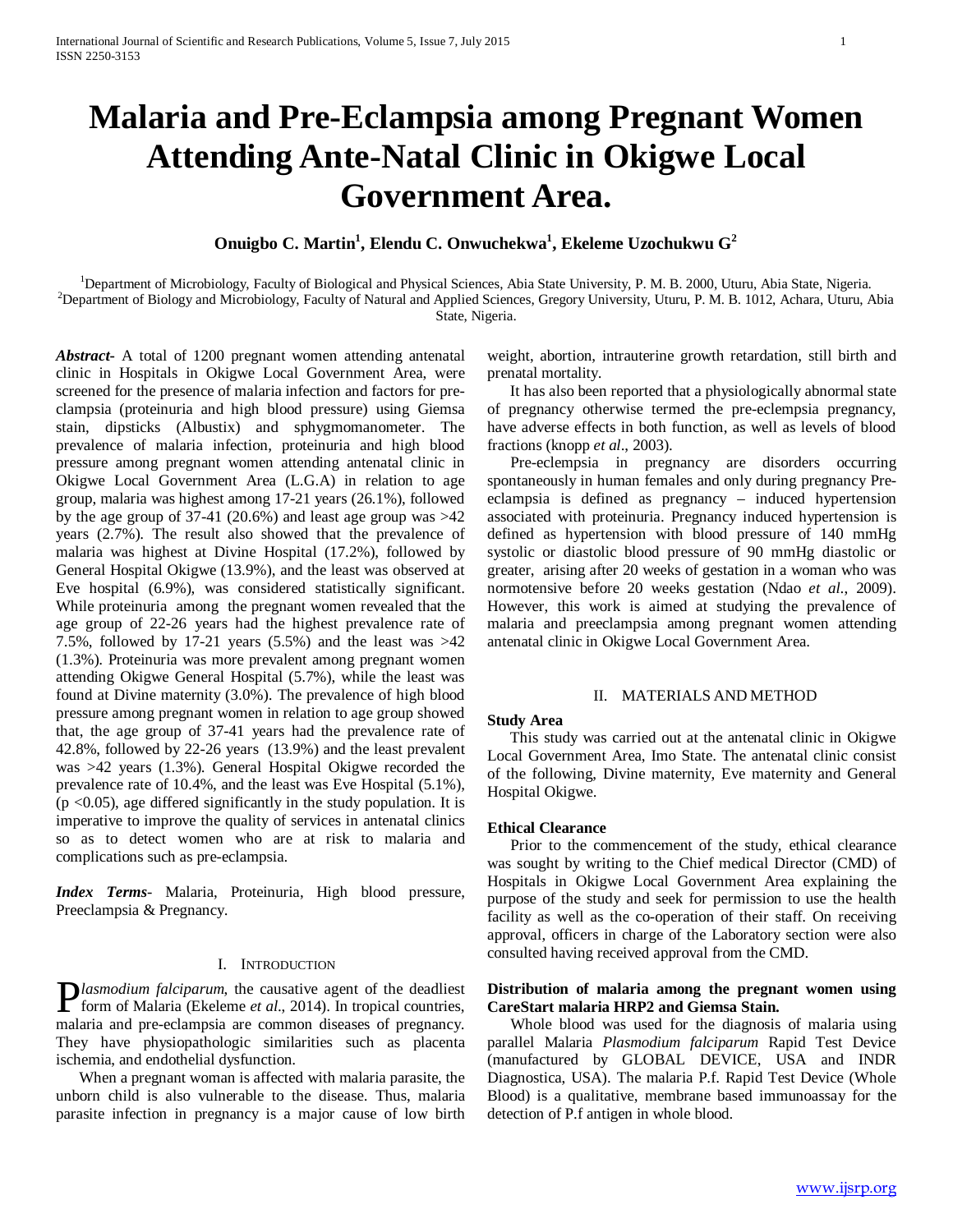# Malaria and Pre-Eclampsia among Pregnant Women Attending Ante-Natal Clinic in Okigwe Local Government Area.

**Onuigbo C. Martin[1], Elendu C. Onwuchekwa[1], Ekeleme Uzochukwu G[2]**

[1]Department of Microbiology, Faculty of Biological and Physical Sciences, Abia State University, P. M. B. 2000, Uturu, Abia State, Nigeria.
[2]Department of Biology and Microbiology, Faculty of Natural and Applied Sciences, Gregory University, Uturu, P. M. B. 1012, Achara, Uturu, Abia State, Nigeria.

***Abstract***- A total of 1200 pregnant women attending antenatal clinic in Hospitals in Okigwe Local Government Area, were screened for the presence of malaria infection and factors for pre-clampsia (proteinuria and high blood pressure) using Giemsa stain, dipsticks (Albustix) and sphygmomanometer. The prevalence of malaria infection, proteinuria and high blood pressure among pregnant women attending antenatal clinic in Okigwe Local Government Area (L.G.A) in relation to age group, malaria was highest among 17-21 years (26.1%), followed by the age group of 37-41 (20.6%) and least age group was >42 years (2.7%). The result also showed that the prevalence of malaria was highest at Divine Hospital (17.2%), followed by General Hospital Okigwe (13.9%), and the least was observed at Eve hospital (6.9%), was considered statistically significant. While proteinuria among the pregnant women revealed that the age group of 22-26 years had the highest prevalence rate of 7.5%, followed by 17-21 years (5.5%) and the least was >42 (1.3%). Proteinuria was more prevalent among pregnant women attending Okigwe General Hospital (5.7%), while the least was found at Divine maternity (3.0%). The prevalence of high blood pressure among pregnant women in relation to age group showed that, the age group of 37-41 years had the prevalence rate of 42.8%, followed by 22-26 years (13.9%) and the least prevalent was >42 years (1.3%). General Hospital Okigwe recorded the prevalence rate of 10.4%, and the least was Eve Hospital (5.1%), ($p < 0.05$), age differed significantly in the study population. It is imperative to improve the quality of services in antenatal clinics so as to detect women who are at risk to malaria and complications such as pre-eclampsia.

***Index Terms***- Malaria, Proteinuria, High blood pressure, Preeclampsia & Pregnancy.

## I. Introduction

*Plasmodium falciparum*, the causative agent of the deadliest form of Malaria (Ekeleme *et al*., 2014). In tropical countries, malaria and pre-eclampsia are common diseases of pregnancy. They have physiopathologic similarities such as placenta ischemia, and endothelial dysfunction.

When a pregnant woman is affected with malaria parasite, the unborn child is also vulnerable to the disease. Thus, malaria parasite infection in pregnancy is a major cause of low birth weight, abortion, intrauterine growth retardation, still birth and prenatal mortality.

It has also been reported that a physiologically abnormal state of pregnancy otherwise termed the pre-eclempsia pregnancy, have adverse effects in both function, as well as levels of blood fractions (knopp *et al*., 2003).

Pre-eclempsia in pregnancy are disorders occurring spontaneously in human females and only during pregnancy Pre-eclampsia is defined as pregnancy – induced hypertension associated with proteinuria. Pregnancy induced hypertension is defined as hypertension with blood pressure of 140 mmHg systolic or diastolic blood pressure of 90 mmHg diastolic or greater, arising after 20 weeks of gestation in a woman who was normotensive before 20 weeks gestation (Ndao *et al*., 2009). However, this work is aimed at studying the prevalence of malaria and preeclampsia among pregnant women attending antenatal clinic in Okigwe Local Government Area.

## II. MATERIALS AND METHOD

### Study Area

This study was carried out at the antenatal clinic in Okigwe Local Government Area, Imo State. The antenatal clinic consist of the following, Divine maternity, Eve maternity and General Hospital Okigwe.

### Ethical Clearance

Prior to the commencement of the study, ethical clearance was sought by writing to the Chief medical Director (CMD) of Hospitals in Okigwe Local Government Area explaining the purpose of the study and seek for permission to use the health facility as well as the co-operation of their staff. On receiving approval, officers in charge of the Laboratory section were also consulted having received approval from the CMD.

### Distribution of malaria among the pregnant women using CareStart malaria HRP2 and Giemsa Stain.

Whole blood was used for the diagnosis of malaria using parallel Malaria *Plasmodium falciparum* Rapid Test Device (manufactured by GLOBAL DEVICE, USA and INDR Diagnostica, USA). The malaria P.f. Rapid Test Device (Whole Blood) is a qualitative, membrane based immunoassay for the detection of P.f antigen in whole blood.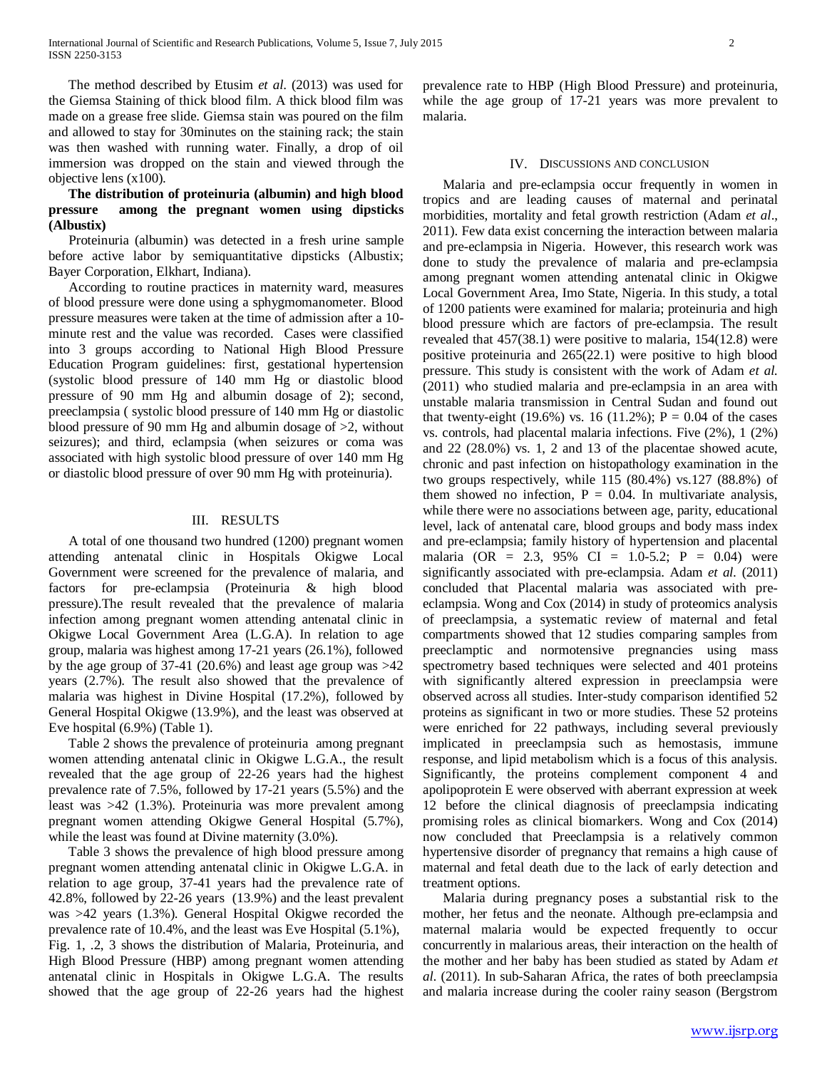The method described by Etusim *et al.* (2013) was used for the Giemsa Staining of thick blood film. A thick blood film was made on a grease free slide. Giemsa stain was poured on the film and allowed to stay for 30minutes on the staining rack; the stain was then washed with running water. Finally, a drop of oil immersion was dropped on the stain and viewed through the objective lens (x100).

**The distribution of proteinuria (albumin) and high blood pressure among the pregnant women using dipsticks (Albustix)**

Proteinuria (albumin) was detected in a fresh urine sample before active labor by semiquantitative dipsticks (Albustix; Bayer Corporation, Elkhart, Indiana).

According to routine practices in maternity ward, measures of blood pressure were done using a sphygmomanometer. Blood pressure measures were taken at the time of admission after a 10-minute rest and the value was recorded. Cases were classified into 3 groups according to National High Blood Pressure Education Program guidelines: first, gestational hypertension (systolic blood pressure of 140 mm Hg or diastolic blood pressure of 90 mm Hg and albumin dosage of 2); second, preeclampsia ( systolic blood pressure of 140 mm Hg or diastolic blood pressure of 90 mm Hg and albumin dosage of >2, without seizures); and third, eclampsia (when seizures or coma was associated with high systolic blood pressure of over 140 mm Hg or diastolic blood pressure of over 90 mm Hg with proteinuria).

## III. Results

A total of one thousand two hundred (1200) pregnant women attending antenatal clinic in Hospitals Okigwe Local Government were screened for the prevalence of malaria, and factors for pre-eclampsia (Proteinuria & high blood pressure).The result revealed that the prevalence of malaria infection among pregnant women attending antenatal clinic in Okigwe Local Government Area (L.G.A). In relation to age group, malaria was highest among 17-21 years (26.1%), followed by the age group of 37-41 (20.6%) and least age group was >42 years (2.7%). The result also showed that the prevalence of malaria was highest in Divine Hospital (17.2%), followed by General Hospital Okigwe (13.9%), and the least was observed at Eve hospital (6.9%) (Table 1).

Table 2 shows the prevalence of proteinuria among pregnant women attending antenatal clinic in Okigwe L.G.A., the result revealed that the age group of 22-26 years had the highest prevalence rate of 7.5%, followed by 17-21 years (5.5%) and the least was >42 (1.3%). Proteinuria was more prevalent among pregnant women attending Okigwe General Hospital (5.7%), while the least was found at Divine maternity (3.0%).

Table 3 shows the prevalence of high blood pressure among pregnant women attending antenatal clinic in Okigwe L.G.A. in relation to age group, 37-41 years had the prevalence rate of 42.8%, followed by 22-26 years (13.9%) and the least prevalent was >42 years (1.3%). General Hospital Okigwe recorded the prevalence rate of 10.4%, and the least was Eve Hospital (5.1%),

Fig. 1, .2, 3 shows the distribution of Malaria, Proteinuria, and High Blood Pressure (HBP) among pregnant women attending antenatal clinic in Hospitals in Okigwe L.G.A. The results showed that the age group of 22-26 years had the highest prevalence rate to HBP (High Blood Pressure) and proteinuria, while the age group of 17-21 years was more prevalent to malaria.

## IV. Discussions and Conclusion

Malaria and pre-eclampsia occur frequently in women in tropics and are leading causes of maternal and perinatal morbidities, mortality and fetal growth restriction (Adam *et al*., 2011). Few data exist concerning the interaction between malaria and pre-eclampsia in Nigeria. However, this research work was done to study the prevalence of malaria and pre-eclampsia among pregnant women attending antenatal clinic in Okigwe Local Government Area, Imo State, Nigeria. In this study, a total of 1200 patients were examined for malaria; proteinuria and high blood pressure which are factors of pre-eclampsia. The result revealed that 457(38.1) were positive to malaria, 154(12.8) were positive proteinuria and 265(22.1) were positive to high blood pressure. This study is consistent with the work of Adam *et al.* (2011) who studied malaria and pre-eclampsia in an area with unstable malaria transmission in Central Sudan and found out that twenty-eight (19.6%) vs. 16 (11.2%); P = 0.04 of the cases vs. controls, had placental malaria infections. Five (2%), 1 (2%) and 22 (28.0%) vs. 1, 2 and 13 of the placentae showed acute, chronic and past infection on histopathology examination in the two groups respectively, while 115 (80.4%) vs.127 (88.8%) of them showed no infection, P = 0.04. In multivariate analysis, while there were no associations between age, parity, educational level, lack of antenatal care, blood groups and body mass index and pre-eclampsia; family history of hypertension and placental malaria (OR = 2.3, 95% CI = 1.0-5.2; P = 0.04) were significantly associated with pre-eclampsia. Adam *et al.* (2011) concluded that Placental malaria was associated with pre-eclampsia. Wong and Cox (2014) in study of proteomics analysis of preeclampsia, a systematic review of maternal and fetal compartments showed that 12 studies comparing samples from preeclamptic and normotensive pregnancies using mass spectrometry based techniques were selected and 401 proteins with significantly altered expression in preeclampsia were observed across all studies. Inter-study comparison identified 52 proteins as significant in two or more studies. These 52 proteins were enriched for 22 pathways, including several previously implicated in preeclampsia such as hemostasis, immune response, and lipid metabolism which is a focus of this analysis. Significantly, the proteins complement component 4 and apolipoprotein E were observed with aberrant expression at week 12 before the clinical diagnosis of preeclampsia indicating promising roles as clinical biomarkers. Wong and Cox (2014) now concluded that Preeclampsia is a relatively common hypertensive disorder of pregnancy that remains a high cause of maternal and fetal death due to the lack of early detection and treatment options.

Malaria during pregnancy poses a substantial risk to the mother, her fetus and the neonate. Although pre-eclampsia and maternal malaria would be expected frequently to occur concurrently in malarious areas, their interaction on the health of the mother and her baby has been studied as stated by Adam *et al.* (2011). In sub-Saharan Africa, the rates of both preeclampsia and malaria increase during the cooler rainy season (Bergstrom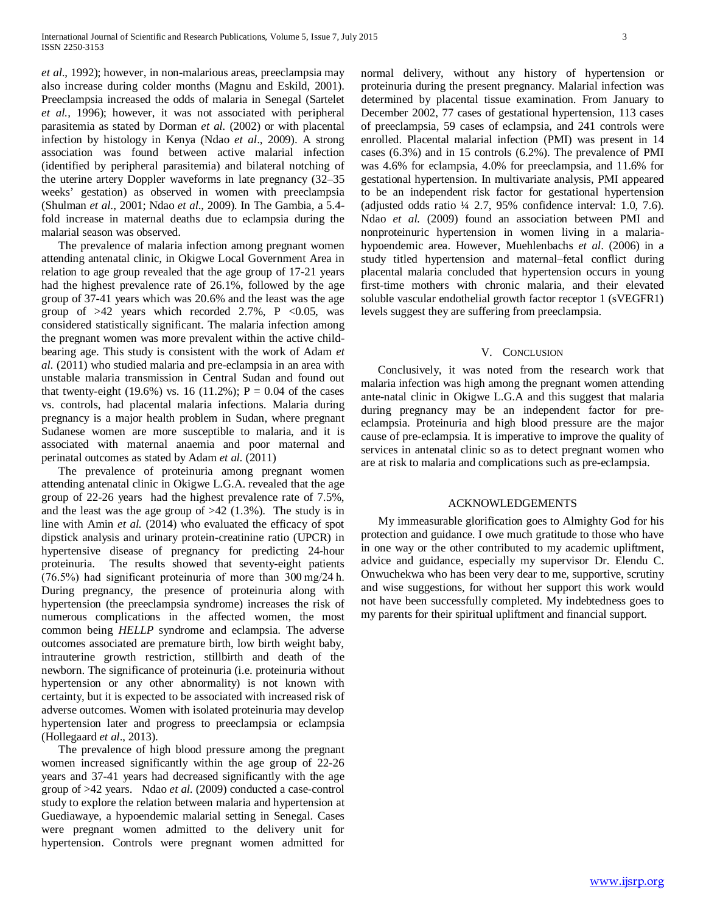*et al*., 1992); however, in non-malarious areas, preeclampsia may also increase during colder months (Magnu and Eskild, 2001). Preeclampsia increased the odds of malaria in Senegal (Sartelet *et al.*, 1996); however, it was not associated with peripheral parasitemia as stated by Dorman *et al*. (2002) or with placental infection by histology in Kenya (Ndao *et al*., 2009). A strong association was found between active malarial infection (identified by peripheral parasitemia) and bilateral notching of the uterine artery Doppler waveforms in late pregnancy (32–35 weeks' gestation) as observed in women with preeclampsia (Shulman *et al*., 2001; Ndao *et al*., 2009). In The Gambia, a 5.4-fold increase in maternal deaths due to eclampsia during the malarial season was observed.

The prevalence of malaria infection among pregnant women attending antenatal clinic, in Okigwe Local Government Area in relation to age group revealed that the age group of 17-21 years had the highest prevalence rate of 26.1%, followed by the age group of 37-41 years which was 20.6% and the least was the age group of >42 years which recorded 2.7%, P <0.05, was considered statistically significant. The malaria infection among the pregnant women was more prevalent within the active child-bearing age. This study is consistent with the work of Adam *et al*. (2011) who studied malaria and pre-eclampsia in an area with unstable malaria transmission in Central Sudan and found out that twenty-eight (19.6%) vs. 16 (11.2%); P = 0.04 of the cases vs. controls, had placental malaria infections. Malaria during pregnancy is a major health problem in Sudan, where pregnant Sudanese women are more susceptible to malaria, and it is associated with maternal anaemia and poor maternal and perinatal outcomes as stated by Adam *et al*. (2011)

The prevalence of proteinuria among pregnant women attending antenatal clinic in Okigwe L.G.A. revealed that the age group of 22-26 years had the highest prevalence rate of 7.5%, and the least was the age group of >42 (1.3%). The study is in line with Amin *et al.* (2014) who evaluated the efficacy of spot dipstick analysis and urinary protein-creatinine ratio (UPCR) in hypertensive disease of pregnancy for predicting 24-hour proteinuria. The results showed that seventy-eight patients (76.5%) had significant proteinuria of more than 300 mg/24 h. During pregnancy, the presence of proteinuria along with hypertension (the preeclampsia syndrome) increases the risk of numerous complications in the affected women, the most common being *HELLP* syndrome and eclampsia. The adverse outcomes associated are premature birth, low birth weight baby, intrauterine growth restriction, stillbirth and death of the newborn. The significance of proteinuria (i.e. proteinuria without hypertension or any other abnormality) is not known with certainty, but it is expected to be associated with increased risk of adverse outcomes. Women with isolated proteinuria may develop hypertension later and progress to preeclampsia or eclampsia (Hollegaard *et al*., 2013).

The prevalence of high blood pressure among the pregnant women increased significantly within the age group of 22-26 years and 37-41 years had decreased significantly with the age group of >42 years. Ndao *et al.* (2009) conducted a case-control study to explore the relation between malaria and hypertension at Guediawaye, a hypoendemic malarial setting in Senegal. Cases were pregnant women admitted to the delivery unit for hypertension. Controls were pregnant women admitted for normal delivery, without any history of hypertension or proteinuria during the present pregnancy. Malarial infection was determined by placental tissue examination. From January to December 2002, 77 cases of gestational hypertension, 113 cases of preeclampsia, 59 cases of eclampsia, and 241 controls were enrolled. Placental malarial infection (PMI) was present in 14 cases (6.3%) and in 15 controls (6.2%). The prevalence of PMI was 4.6% for eclampsia, 4.0% for preeclampsia, and 11.6% for gestational hypertension. In multivariate analysis, PMI appeared to be an independent risk factor for gestational hypertension (adjusted odds ratio ¼ 2.7, 95% confidence interval: 1.0, 7.6). Ndao *et al.* (2009) found an association between PMI and nonproteinuric hypertension in women living in a malaria-hypoendemic area. However, Muehlenbachs *et al*. (2006) in a study titled hypertension and maternal–fetal conflict during placental malaria concluded that hypertension occurs in young first-time mothers with chronic malaria, and their elevated soluble vascular endothelial growth factor receptor 1 (sVEGFR1) levels suggest they are suffering from preeclampsia.

## V. Conclusion

Conclusively, it was noted from the research work that malaria infection was high among the pregnant women attending ante-natal clinic in Okigwe L.G.A and this suggest that malaria during pregnancy may be an independent factor for pre-eclampsia. Proteinuria and high blood pressure are the major cause of pre-eclampsia. It is imperative to improve the quality of services in antenatal clinic so as to detect pregnant women who are at risk to malaria and complications such as pre-eclampsia.

## Acknowledgements

My immeasurable glorification goes to Almighty God for his protection and guidance. I owe much gratitude to those who have in one way or the other contributed to my academic upliftment, advice and guidance, especially my supervisor Dr. Elendu C. Onwuchekwa who has been very dear to me, supportive, scrutiny and wise suggestions, for without her support this work would not have been successfully completed. My indebtedness goes to my parents for their spiritual upliftment and financial support.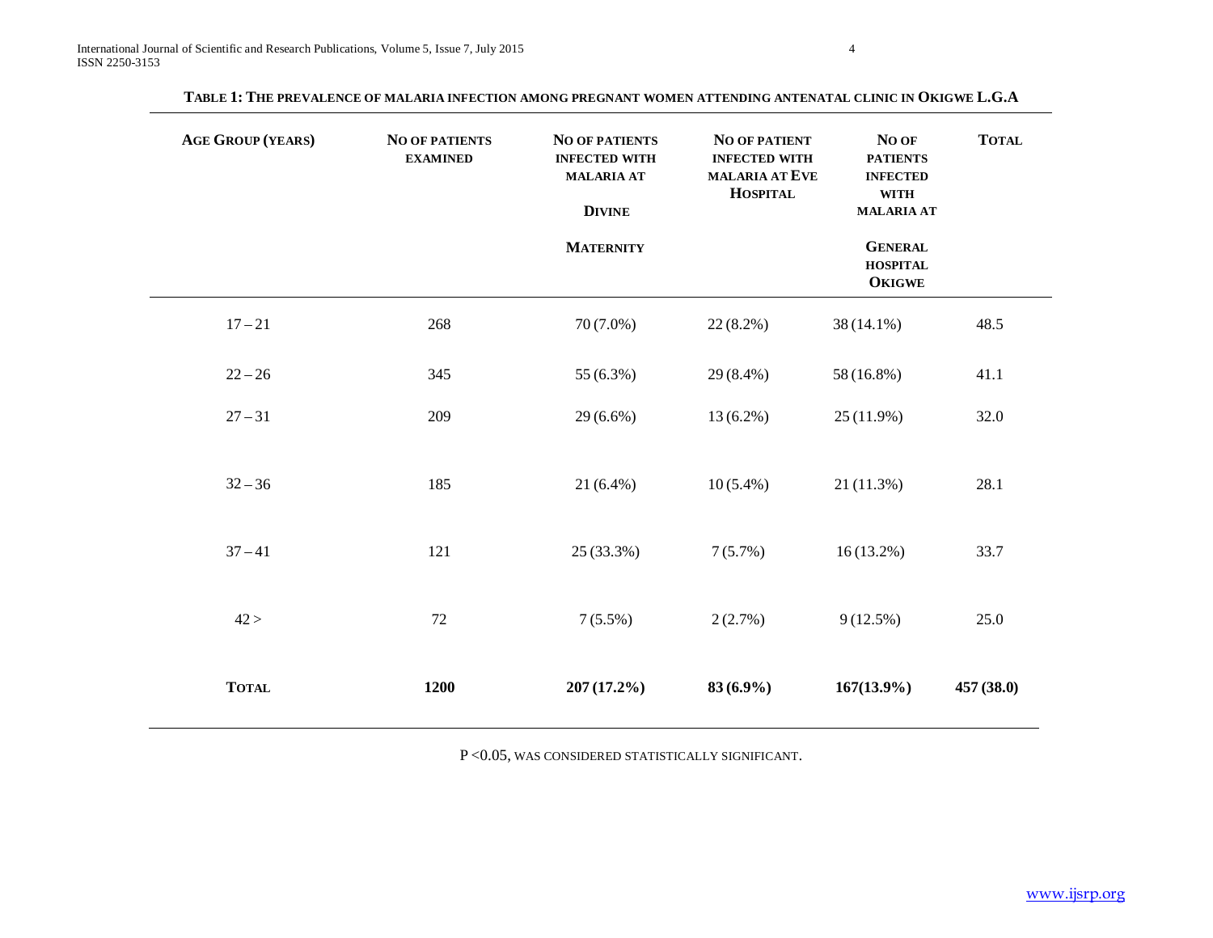**TABLE 1: THE PREVALENCE OF MALARIA INFECTION AMONG PREGNANT WOMEN ATTENDING ANTENATAL CLINIC IN OKIGWE L.G.A**

| AGE GROUP (YEARS) | NO OF PATIENTS EXAMINED | NO OF PATIENTS INFECTED WITH MALARIA AT DIVINE MATERNITY | NO OF PATIENT INFECTED WITH MALARIA AT EVE HOSPITAL | NO OF PATIENTS INFECTED WITH MALARIA AT GENERAL HOSPITAL OKIGWE | TOTAL |
|---|---|---|---|---|---|
| 17 – 21 | 268 | 70 (7.0%) | 22 (8.2%) | 38 (14.1%) | 48.5 |
| 22 – 26 | 345 | 55 (6.3%) | 29 (8.4%) | 58 (16.8%) | 41.1 |
| 27 – 31 | 209 | 29 (6.6%) | 13 (6.2%) | 25 (11.9%) | 32.0 |
| 32 – 36 | 185 | 21 (6.4%) | 10 (5.4%) | 21 (11.3%) | 28.1 |
| 37 – 41 | 121 | 25 (33.3%) | 7 (5.7%) | 16 (13.2%) | 33.7 |
| 42 > | 72 | 7 (5.5%) | 2 (2.7%) | 9 (12.5%) | 25.0 |
| **TOTAL** | **1200** | **207 (17.2%)** | **83 (6.9%)** | **167(13.9%)** | **457 (38.0)** |

P <0.05, WAS CONSIDERED STATISTICALLY SIGNIFICANT.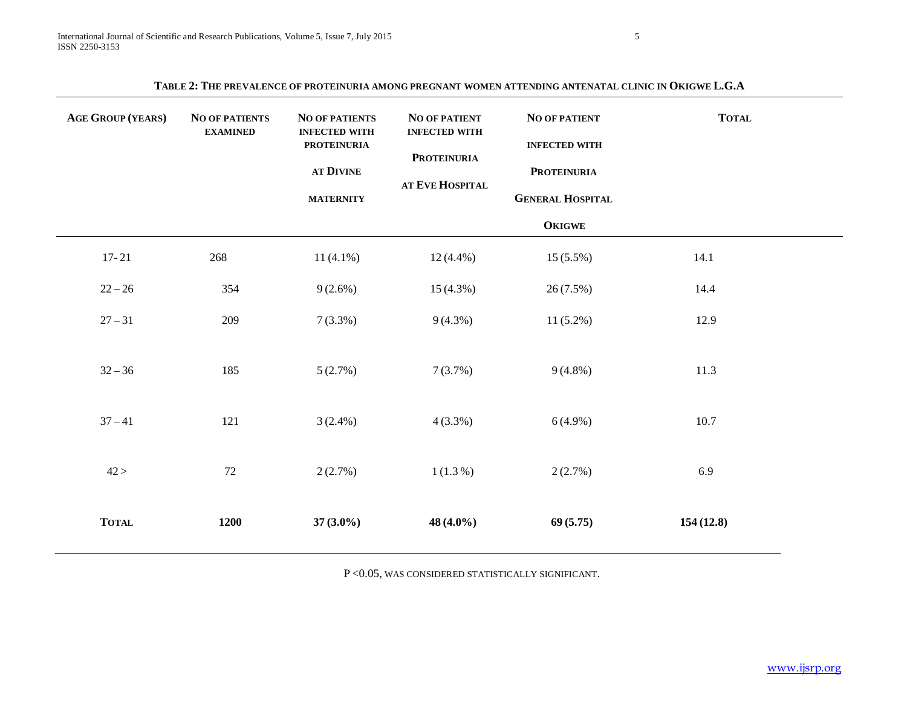**Table 2: The prevalence of proteinuria among pregnant women attending antenatal clinic in Okigwe L.G.A**

| Age Group (Years) | No of Patients Examined | No of Patients Infected with Proteinuria at Divine Maternity | No of Patient Infected with Proteinuria at Eve Hospital | No of Patient Infected with Proteinuria General Hospital Okigwe | Total |
|---|---|---|---|---|---|
| 17- 21 | 268 | 11 (4.1%) | 12 (4.4%) | 15 (5.5%) | 14.1 |
| 22 – 26 | 354 | 9 (2.6%) | 15 (4.3%) | 26 (7.5%) | 14.4 |
| 27 – 31 | 209 | 7 (3.3%) | 9 (4.3%) | 11 (5.2%) | 12.9 |
| 32 – 36 | 185 | 5 (2.7%) | 7 (3.7%) | 9 (4.8%) | 11.3 |
| 37 – 41 | 121 | 3 (2.4%) | 4 (3.3%) | 6 (4.9%) | 10.7 |
| 42 > | 72 | 2 (2.7%) | 1 (1.3 %) | 2 (2.7%) | 6.9 |
| **Total** | **1200** | **37 (3.0%)** | **48 (4.0%)** | **69 (5.75)** | **154 (12.8)** |

$P < 0.05$, was considered statistically significant.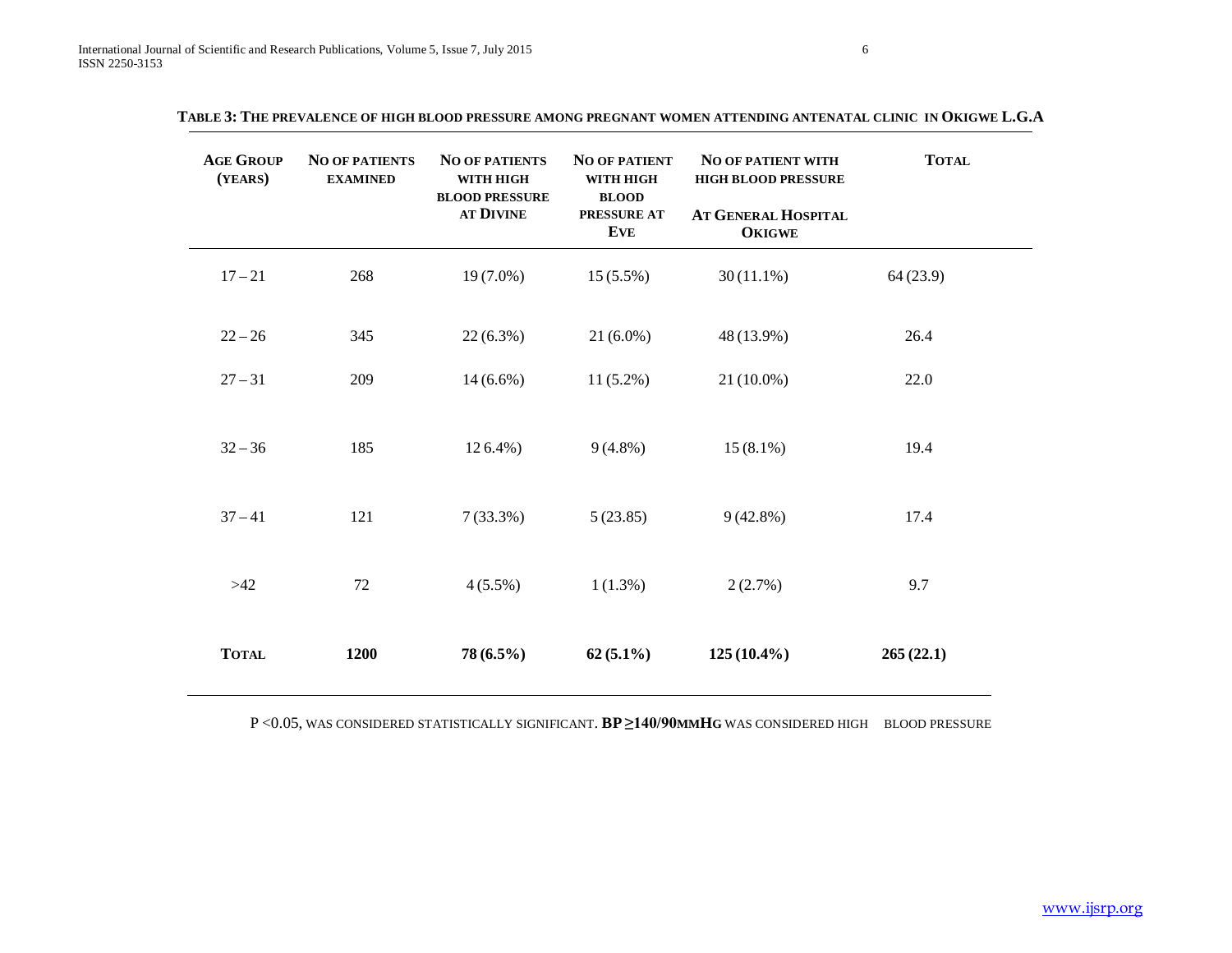**Table 3: The prevalence of high blood pressure among pregnant women attending antenatal clinic in Okigwe L.G.A**

| Age Group (years) | No of patients examined | No of patients with high blood pressure at Divine | No of patient with high blood pressure at Eve | No of patient with high blood pressure At General Hospital Okigwe | Total |
|---|---|---|---|---|---|
| 17 – 21 | 268 | 19 (7.0%) | 15 (5.5%) | 30 (11.1%) | 64 (23.9) |
| 22 – 26 | 345 | 22 (6.3%) | 21 (6.0%) | 48 (13.9%) | 26.4 |
| 27 – 31 | 209 | 14 (6.6%) | 11 (5.2%) | 21 (10.0%) | 22.0 |
| 32 – 36 | 185 | 12 6.4%) | 9 (4.8%) | 15 (8.1%) | 19.4 |
| 37 – 41 | 121 | 7 (33.3%) | 5 (23.85) | 9 (42.8%) | 17.4 |
| >42 | 72 | 4 (5.5%) | 1 (1.3%) | 2 (2.7%) | 9.7 |
| **Total** | **1200** | **78 (6.5%)** | **62 (5.1%)** | **125 (10.4%)** | **265 (22.1)** |

P <0.05, was considered statistically significant. **BP ≥140/90mmHg** was considered high blood pressure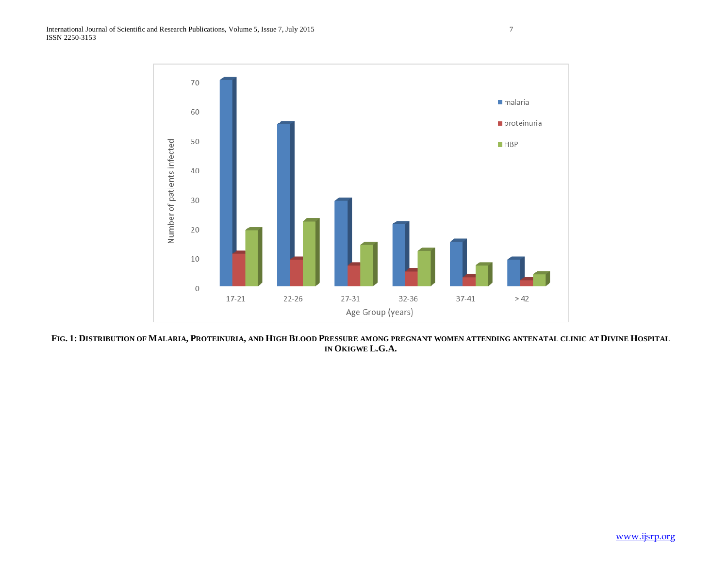**Fig. 1: Distribution of Malaria, Proteinuria, and High Blood Pressure among pregnant women attending antenatal clinic at Divine Hospital in Okigwe L.G.A.**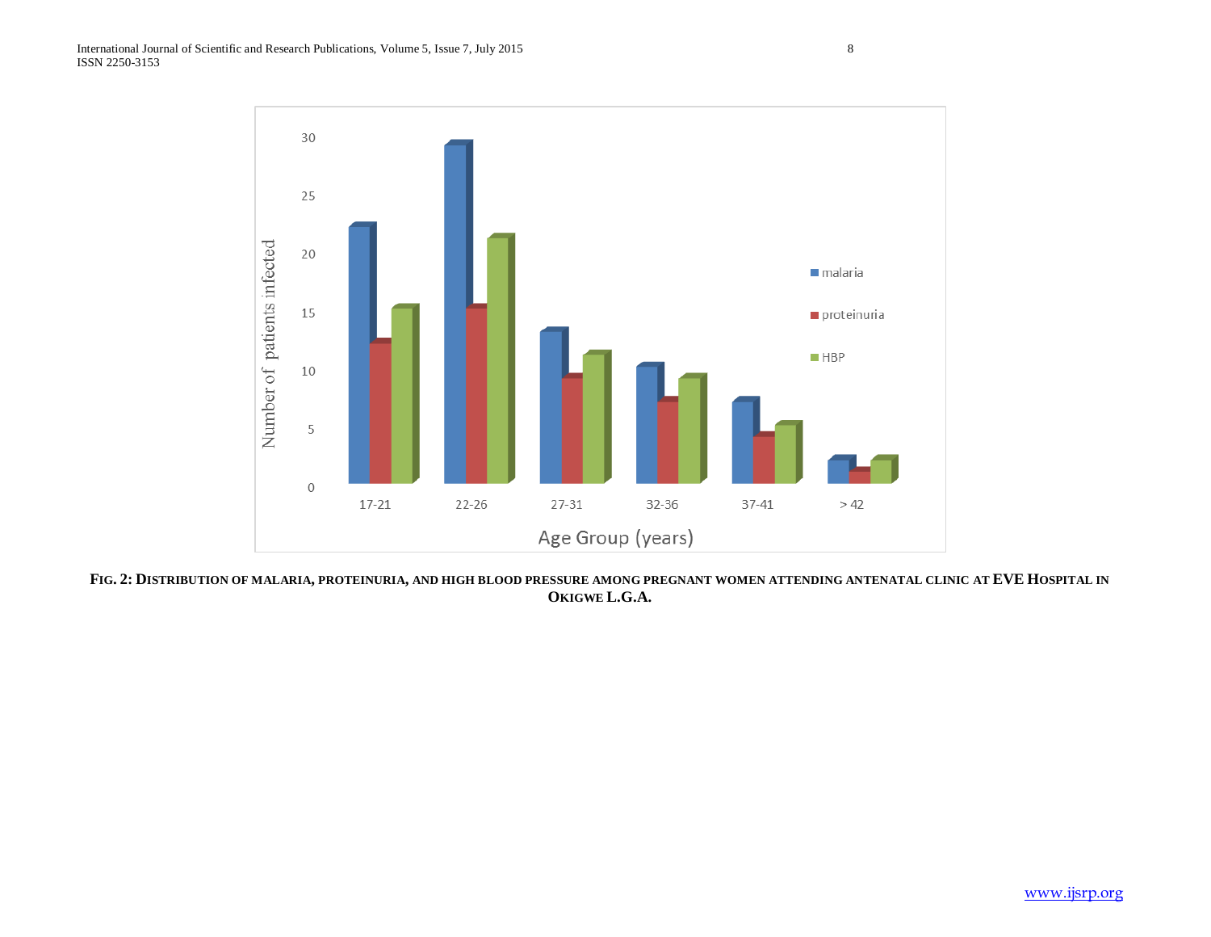**FIG. 2: DISTRIBUTION OF MALARIA, PROTEINURIA, AND HIGH BLOOD PRESSURE AMONG PREGNANT WOMEN ATTENDING ANTENATAL CLINIC AT EVE HOSPITAL IN OKIGWE L.G.A.**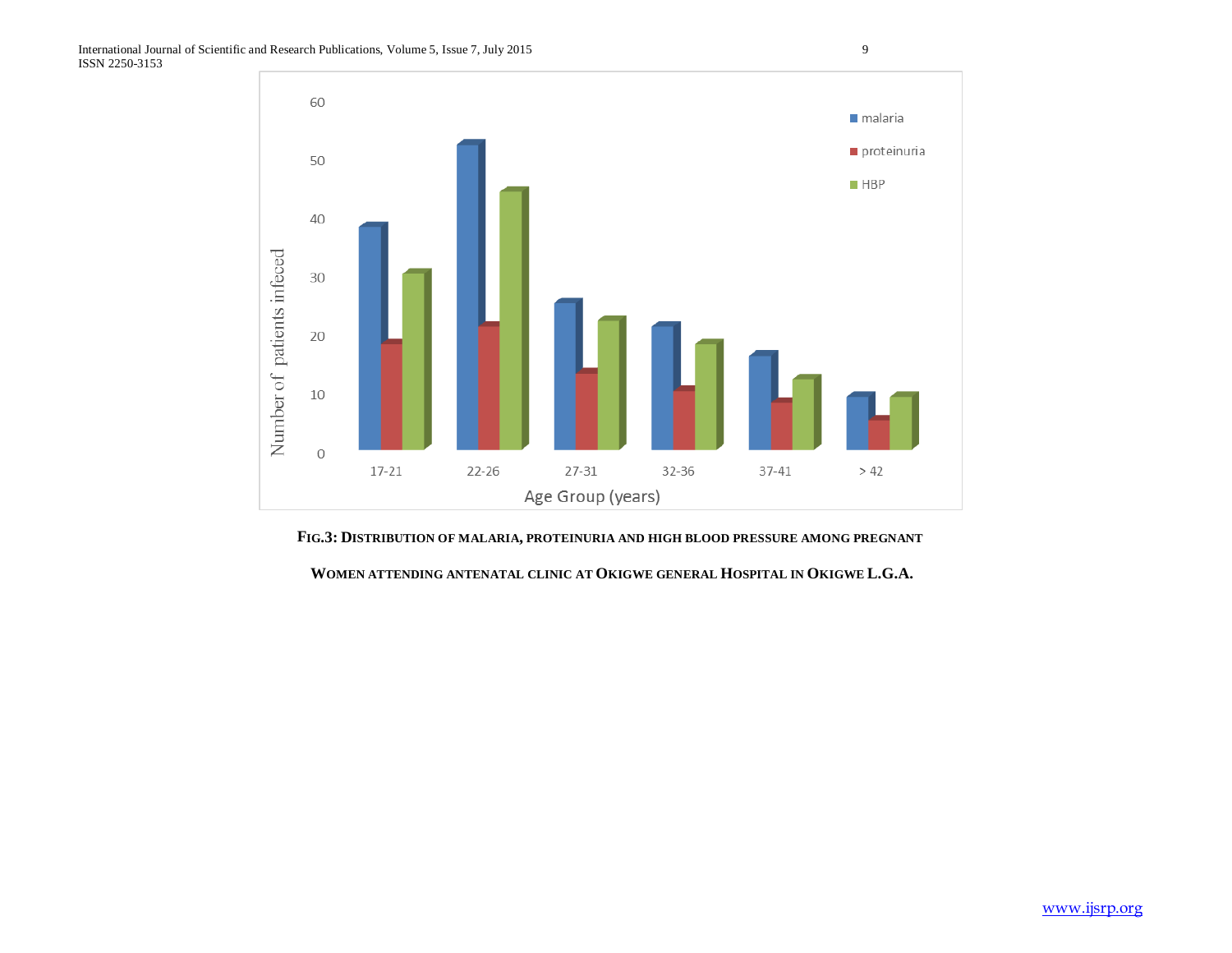**FIG.3: DISTRIBUTION OF MALARIA, PROTEINURIA AND HIGH BLOOD PRESSURE AMONG PREGNANT WOMEN ATTENDING ANTENATAL CLINIC AT OKIGWE GENERAL HOSPITAL IN OKIGWE L.G.A.**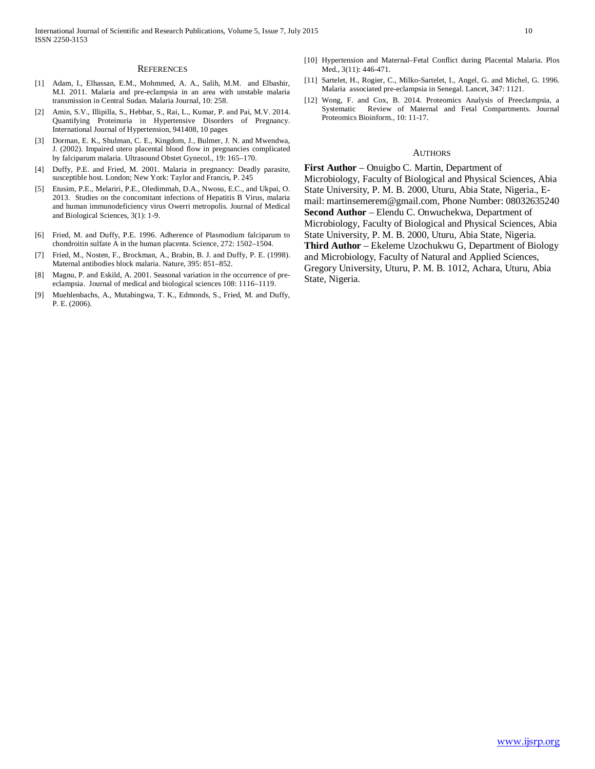## REFERENCES

[1] Adam, I., Elhassan, E.M., Mohmmed, A. A., Salih, M.M. and Elbashir, M.I. 2011. Malaria and pre-eclampsia in an area with unstable malaria transmission in Central Sudan. Malaria Journal, 10: 258.

[2] Amin, S.V., Illipilla, S., Hebbar, S., Rai, L., Kumar, P. and Pai, M.V. 2014. Quantifying Proteinuria in Hypertensive Disorders of Pregnancy. International Journal of Hypertension, 941408, 10 pages

[3] Dorman, E. K., Shulman, C. E., Kingdom, J., Bulmer, J. N. and Mwendwa, J. (2002). Impaired utero placental blood flow in pregnancies complicated by falciparum malaria. Ultrasound Obstet Gynecol., 19: 165–170.

[4] Duffy, P.E. and Fried, M. 2001. Malaria in pregnancy: Deadly parasite, susceptible host. London; New York: Taylor and Francis, P. 245

[5] Etusim, P.E., Melariri, P.E., Oledimmah, D.A., Nwosu, E.C., and Ukpai, O. 2013. Studies on the concomitant infections of Hepatitis B Virus, malaria and human immunodeficiency virus Owerri metropolis. Journal of Medical and Biological Sciences, 3(1): 1-9.

[6] Fried, M. and Duffy, P.E. 1996. Adherence of Plasmodium falciparum to chondroitin sulfate A in the human placenta. Science, 272: 1502–1504.

[7] Fried, M., Nosten, F., Brockman, A., Brabin, B. J. and Duffy, P. E. (1998). Maternal antibodies block malaria. Nature, 395: 851–852.

[8] Magnu, P. and Eskild, A. 2001. Seasonal variation in the occurrence of pre-eclampsia. Journal of medical and biological sciences 108: 1116–1119.

[9] Muehlenbachs, A., Mutabingwa, T. K., Edmonds, S., Fried, M. and Duffy, P. E. (2006).

[10] Hypertension and Maternal–Fetal Conflict during Placental Malaria. Plos Med., 3(11): 446-471.

[11] Sartelet, H., Rogier, C., Milko-Sartelet, I., Angel, G. and Michel, G. 1996. Malaria associated pre-eclampsia in Senegal. Lancet, 347: 1121.

[12] Wong, F. and Cox, B. 2014. Proteomics Analysis of Preeclampsia, a Systematic Review of Maternal and Fetal Compartments. Journal Proteomics Bioinform., 10: 11-17.

## AUTHORS

**First Author** – Onuigbo C. Martin, Department of Microbiology, Faculty of Biological and Physical Sciences, Abia State University, P. M. B. 2000, Uturu, Abia State, Nigeria., E-mail: martinsemerem@gmail.com, Phone Number: 08032635240

**Second Author** – Elendu C. Onwuchekwa, Department of Microbiology, Faculty of Biological and Physical Sciences, Abia State University, P. M. B. 2000, Uturu, Abia State, Nigeria.

**Third Author** – Ekeleme Uzochukwu G, Department of Biology and Microbiology, Faculty of Natural and Applied Sciences, Gregory University, Uturu, P. M. B. 1012, Achara, Uturu, Abia State, Nigeria.